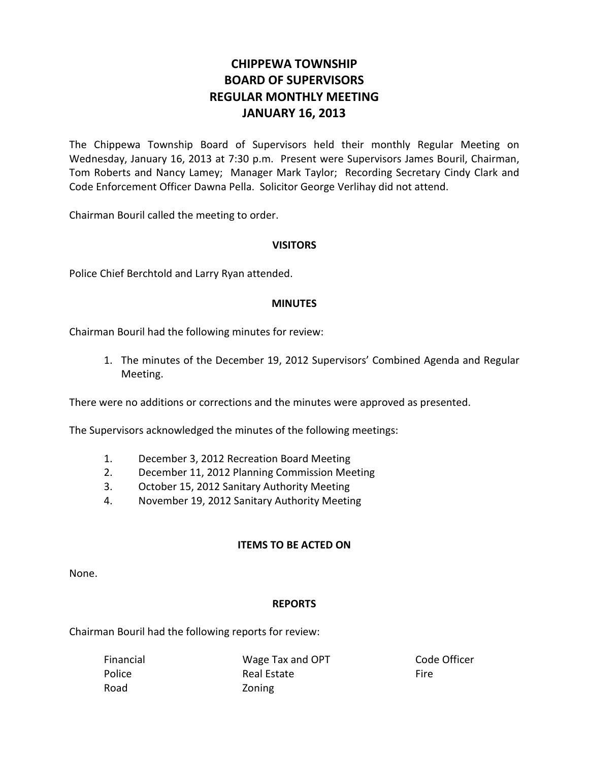# CHIPPEWA TOWNSHIP
# BOARD OF SUPERVISORS
# REGULAR MONTHLY MEETING
# JANUARY 16, 2013

The Chippewa Township Board of Supervisors held their monthly Regular Meeting on Wednesday, January 16, 2013 at 7:30 p.m. Present were Supervisors James Bouril, Chairman, Tom Roberts and Nancy Lamey; Manager Mark Taylor; Recording Secretary Cindy Clark and Code Enforcement Officer Dawna Pella. Solicitor George Verlihay did not attend.

Chairman Bouril called the meeting to order.

## VISITORS

Police Chief Berchtold and Larry Ryan attended.

## MINUTES

Chairman Bouril had the following minutes for review:

1. The minutes of the December 19, 2012 Supervisors' Combined Agenda and Regular Meeting.

There were no additions or corrections and the minutes were approved as presented.

The Supervisors acknowledged the minutes of the following meetings:

1. December 3, 2012 Recreation Board Meeting
2. December 11, 2012 Planning Commission Meeting
3. October 15, 2012 Sanitary Authority Meeting
4. November 19, 2012 Sanitary Authority Meeting

## ITEMS TO BE ACTED ON

None.

## REPORTS

Chairman Bouril had the following reports for review:

| | | |
|---|---|---|
| Financial | Wage Tax and OPT | Code Officer |
| Police | Real Estate | Fire |
| Road | Zoning | |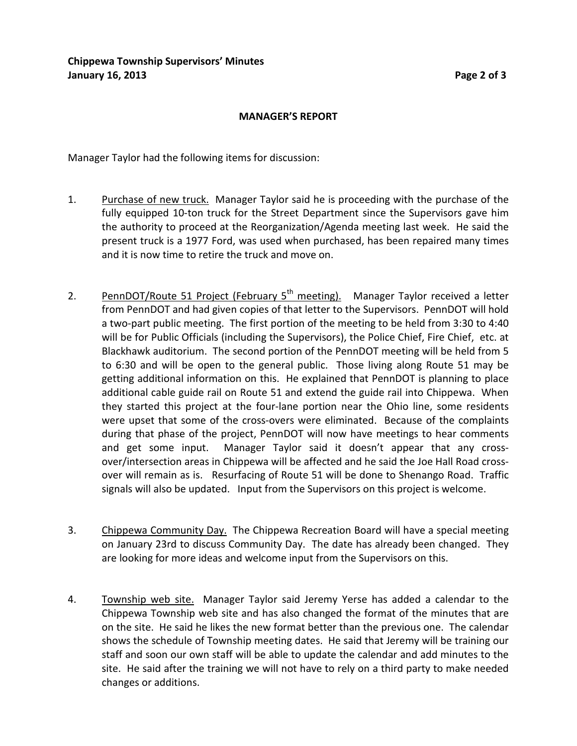## MANAGER'S REPORT

Manager Taylor had the following items for discussion:

1. Purchase of new truck. Manager Taylor said he is proceeding with the purchase of the fully equipped 10-ton truck for the Street Department since the Supervisors gave him the authority to proceed at the Reorganization/Agenda meeting last week. He said the present truck is a 1977 Ford, was used when purchased, has been repaired many times and it is now time to retire the truck and move on.

2. PennDOT/Route 51 Project (February 5th meeting). Manager Taylor received a letter from PennDOT and had given copies of that letter to the Supervisors. PennDOT will hold a two-part public meeting. The first portion of the meeting to be held from 3:30 to 4:40 will be for Public Officials (including the Supervisors), the Police Chief, Fire Chief, etc. at Blackhawk auditorium. The second portion of the PennDOT meeting will be held from 5 to 6:30 and will be open to the general public. Those living along Route 51 may be getting additional information on this. He explained that PennDOT is planning to place additional cable guide rail on Route 51 and extend the guide rail into Chippewa. When they started this project at the four-lane portion near the Ohio line, some residents were upset that some of the cross-overs were eliminated. Because of the complaints during that phase of the project, PennDOT will now have meetings to hear comments and get some input. Manager Taylor said it doesn't appear that any cross-over/intersection areas in Chippewa will be affected and he said the Joe Hall Road cross-over will remain as is. Resurfacing of Route 51 will be done to Shenango Road. Traffic signals will also be updated. Input from the Supervisors on this project is welcome.

3. Chippewa Community Day. The Chippewa Recreation Board will have a special meeting on January 23rd to discuss Community Day. The date has already been changed. They are looking for more ideas and welcome input from the Supervisors on this.

4. Township web site. Manager Taylor said Jeremy Yerse has added a calendar to the Chippewa Township web site and has also changed the format of the minutes that are on the site. He said he likes the new format better than the previous one. The calendar shows the schedule of Township meeting dates. He said that Jeremy will be training our staff and soon our own staff will be able to update the calendar and add minutes to the site. He said after the training we will not have to rely on a third party to make needed changes or additions.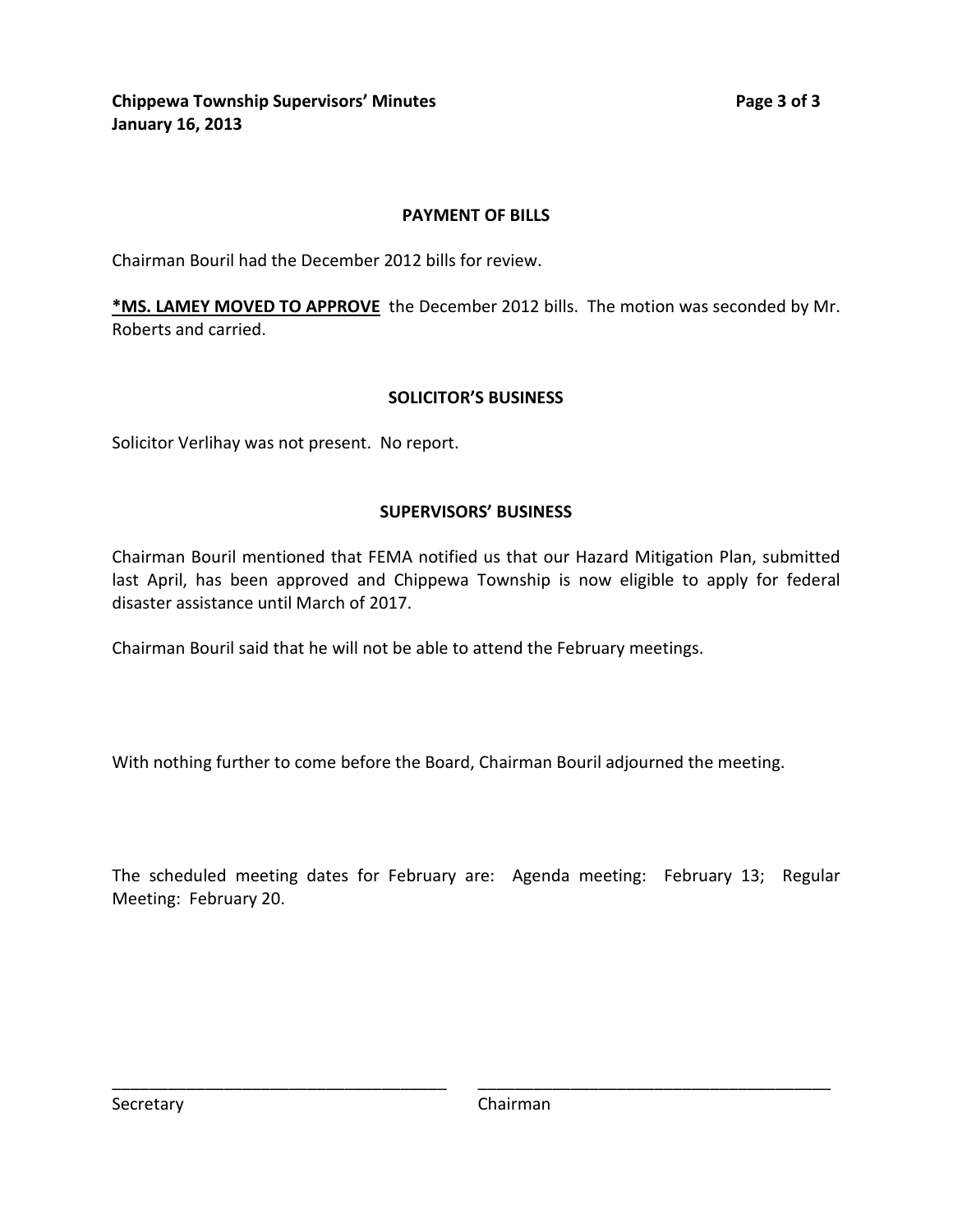## PAYMENT OF BILLS

Chairman Bouril had the December 2012 bills for review.

**<u>*MS. LAMEY MOVED TO APPROVE</u>** the December 2012 bills. The motion was seconded by Mr. Roberts and carried.

## SOLICITOR'S BUSINESS

Solicitor Verlihay was not present. No report.

## SUPERVISORS' BUSINESS

Chairman Bouril mentioned that FEMA notified us that our Hazard Mitigation Plan, submitted last April, has been approved and Chippewa Township is now eligible to apply for federal disaster assistance until March of 2017.

Chairman Bouril said that he will not be able to attend the February meetings.

With nothing further to come before the Board, Chairman Bouril adjourned the meeting.

The scheduled meeting dates for February are: Agenda meeting: February 13; Regular Meeting: February 20.

\_\_\_\_\_\_\_\_\_\_\_\_\_\_\_\_\_\_\_\_\_\_\_\_\_\_\_\_\_\_\_\_\_\_\_\_
Secretary

\_\_\_\_\_\_\_\_\_\_\_\_\_\_\_\_\_\_\_\_\_\_\_\_\_\_\_\_\_\_\_\_\_\_\_\_
Chairman